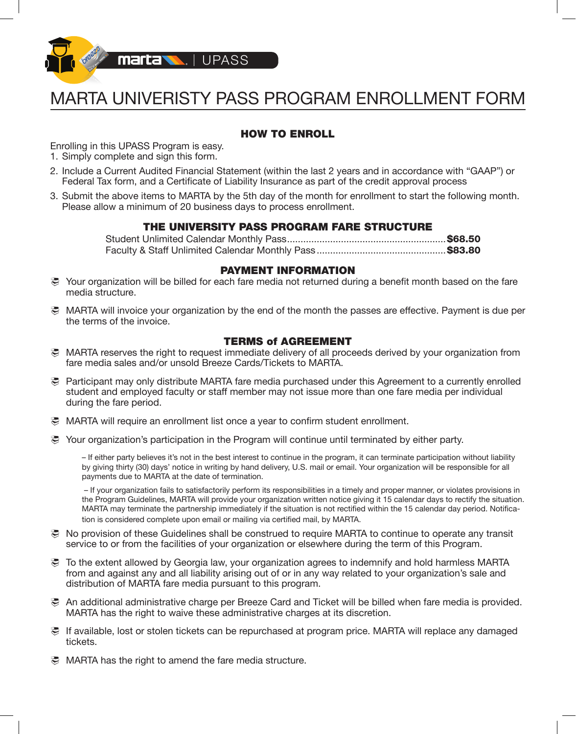marta | UPASS

# MARTA UNIVERISTY PASS PROGRAM ENROLLMENT FORM

## HOW TO ENROLL

Enrolling in this UPASS Program is easy.

1. Simply complete and sign this form.
2. Include a Current Audited Financial Statement (within the last 2 years and in accordance with "GAAP") or Federal Tax form, and a Certificate of Liability Insurance as part of the credit approval process
3. Submit the above items to MARTA by the 5th day of the month for enrollment to start the following month. Please allow a minimum of 20 business days to process enrollment.

## THE UNIVERSITY PASS PROGRAM FARE STRUCTURE

Student Unlimited Calendar Monthly Pass.......................................................... **$68.50**

Faculty & Staff Unlimited Calendar Monthly Pass............................................... **$83.80**

## PAYMENT INFORMATION

- Your organization will be billed for each fare media not returned during a benefit month based on the fare media structure.
- MARTA will invoice your organization by the end of the month the passes are effective. Payment is due per the terms of the invoice.

## TERMS of AGREEMENT

- MARTA reserves the right to request immediate delivery of all proceeds derived by your organization from fare media sales and/or unsold Breeze Cards/Tickets to MARTA.
- Participant may only distribute MARTA fare media purchased under this Agreement to a currently enrolled student and employed faculty or staff member may not issue more than one fare media per individual during the fare period.
- MARTA will require an enrollment list once a year to confirm student enrollment.
- Your organization's participation in the Program will continue until terminated by either party.

  – If either party believes it's not in the best interest to continue in the program, it can terminate participation without liability by giving thirty (30) days' notice in writing by hand delivery, U.S. mail or email. Your organization will be responsible for all payments due to MARTA at the date of termination.

  – If your organization fails to satisfactorily perform its responsibilities in a timely and proper manner, or violates provisions in the Program Guidelines, MARTA will provide your organization written notice giving it 15 calendar days to rectify the situation. MARTA may terminate the partnership immediately if the situation is not rectified within the 15 calendar day period. Notification is considered complete upon email or mailing via certified mail, by MARTA.
- No provision of these Guidelines shall be construed to require MARTA to continue to operate any transit service to or from the facilities of your organization or elsewhere during the term of this Program.
- To the extent allowed by Georgia law, your organization agrees to indemnify and hold harmless MARTA from and against any and all liability arising out of or in any way related to your organization's sale and distribution of MARTA fare media pursuant to this program.
- An additional administrative charge per Breeze Card and Ticket will be billed when fare media is provided. MARTA has the right to waive these administrative charges at its discretion.
- If available, lost or stolen tickets can be repurchased at program price. MARTA will replace any damaged tickets.
- MARTA has the right to amend the fare media structure.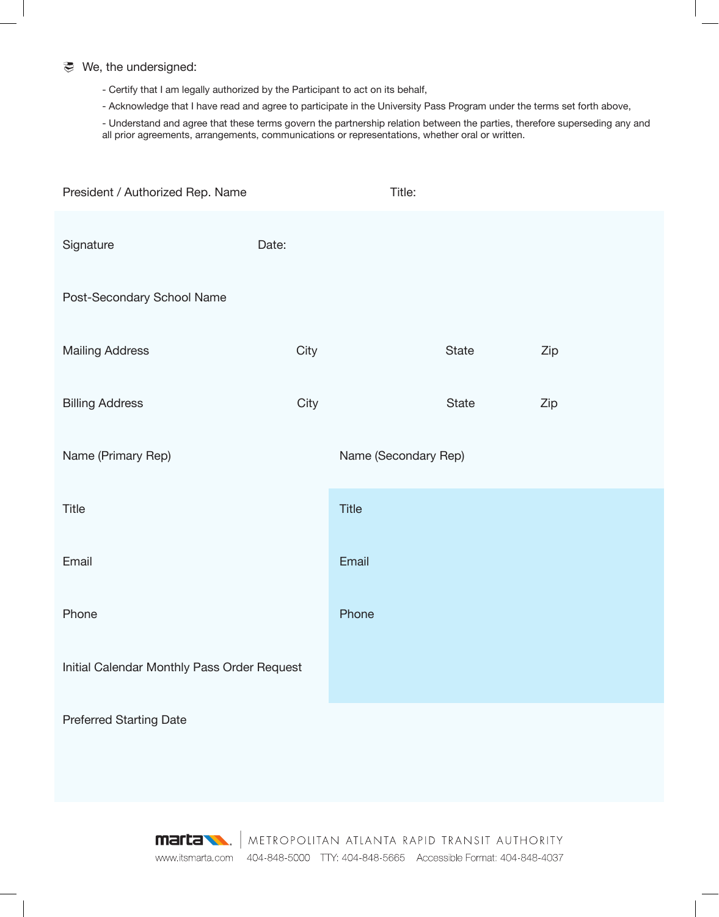We, the undersigned:

- Certify that I am legally authorized by the Participant to act on its behalf,
- Acknowledge that I have read and agree to participate in the University Pass Program under the terms set forth above,
- Understand and agree that these terms govern the partnership relation between the parties, therefore superseding any and all prior agreements, arrangements, communications or representations, whether oral or written.

President / Authorized Rep. Name                    Title:

Signature                    Date:

Post-Secondary School Name

Mailing Address                    City                    State                    Zip

Billing Address                    City                    State                    Zip

| | |
|---|---|
| Name (Primary Rep) | Name (Secondary Rep) |
| Title | Title |
| Email | Email |
| Phone | Phone |

Initial Calendar Monthly Pass Order Request

Preferred Starting Date

marta METROPOLITAN ATLANTA RAPID TRANSIT AUTHORITY

www.itsmarta.com 404-848-5000 TTY: 404-848-5665 Accessible Format: 404-848-4037